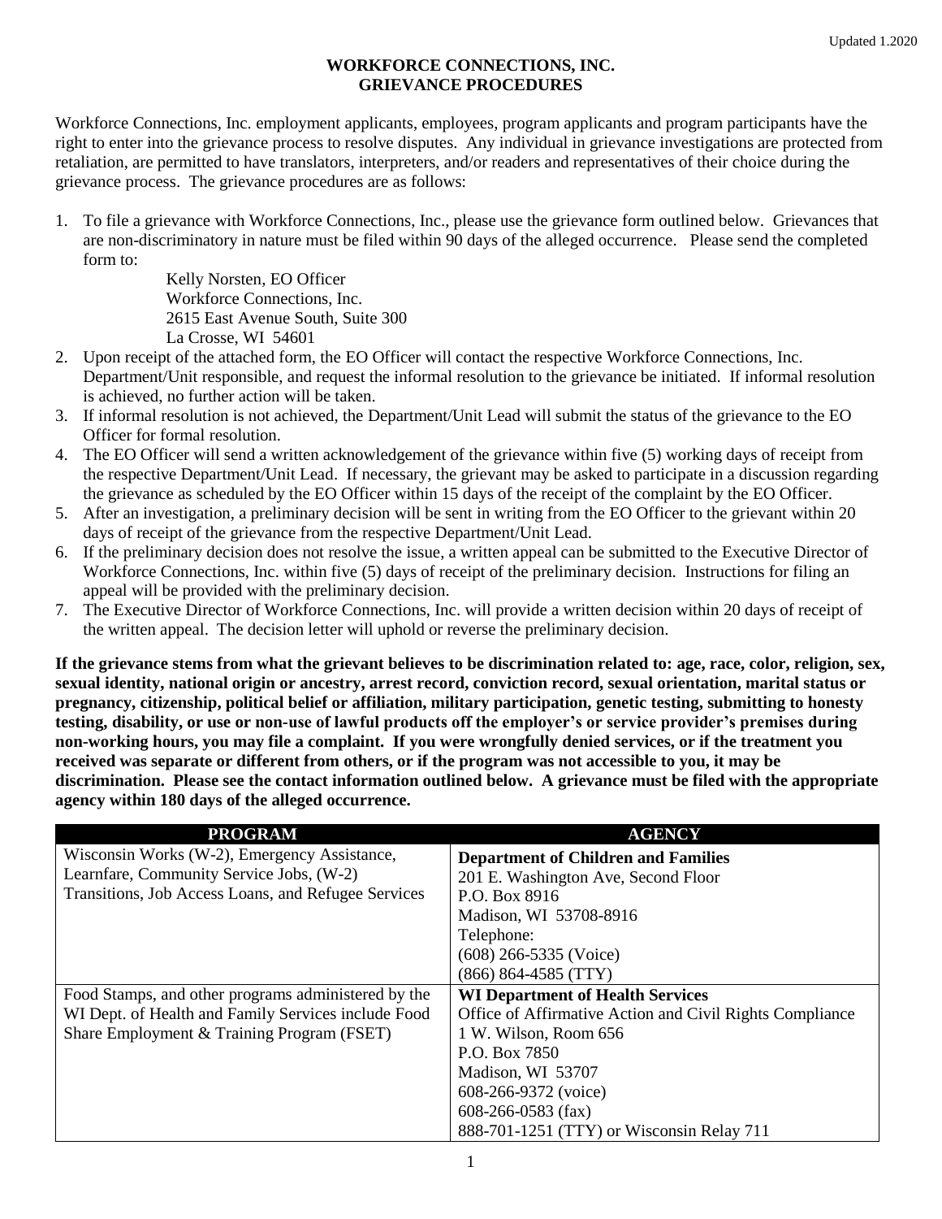Updated 1.2020

# WORKFORCE CONNECTIONS, INC.
## GRIEVANCE PROCEDURES

Workforce Connections, Inc. employment applicants, employees, program applicants and program participants have the right to enter into the grievance process to resolve disputes. Any individual in grievance investigations are protected from retaliation, are permitted to have translators, interpreters, and/or readers and representatives of their choice during the grievance process. The grievance procedures are as follows:

1. To file a grievance with Workforce Connections, Inc., please use the grievance form outlined below. Grievances that are non-discriminatory in nature must be filed within 90 days of the alleged occurrence. Please send the completed form to:

   Kelly Norsten, EO Officer
   Workforce Connections, Inc.
   2615 East Avenue South, Suite 300
   La Crosse, WI 54601

2. Upon receipt of the attached form, the EO Officer will contact the respective Workforce Connections, Inc. Department/Unit responsible, and request the informal resolution to the grievance be initiated. If informal resolution is achieved, no further action will be taken.
3. If informal resolution is not achieved, the Department/Unit Lead will submit the status of the grievance to the EO Officer for formal resolution.
4. The EO Officer will send a written acknowledgement of the grievance within five (5) working days of receipt from the respective Department/Unit Lead. If necessary, the grievant may be asked to participate in a discussion regarding the grievance as scheduled by the EO Officer within 15 days of the receipt of the complaint by the EO Officer.
5. After an investigation, a preliminary decision will be sent in writing from the EO Officer to the grievant within 20 days of receipt of the grievance from the respective Department/Unit Lead.
6. If the preliminary decision does not resolve the issue, a written appeal can be submitted to the Executive Director of Workforce Connections, Inc. within five (5) days of receipt of the preliminary decision. Instructions for filing an appeal will be provided with the preliminary decision.
7. The Executive Director of Workforce Connections, Inc. will provide a written decision within 20 days of receipt of the written appeal. The decision letter will uphold or reverse the preliminary decision.

**If the grievance stems from what the grievant believes to be discrimination related to: age, race, color, religion, sex, sexual identity, national origin or ancestry, arrest record, conviction record, sexual orientation, marital status or pregnancy, citizenship, political belief or affiliation, military participation, genetic testing, submitting to honesty testing, disability, or use or non-use of lawful products off the employer's or service provider's premises during non-working hours, you may file a complaint. If you were wrongfully denied services, or if the treatment you received was separate or different from others, or if the program was not accessible to you, it may be discrimination. Please see the contact information outlined below. A grievance must be filed with the appropriate agency within 180 days of the alleged occurrence.**

| PROGRAM | AGENCY |
| --- | --- |
| Wisconsin Works (W-2), Emergency Assistance, Learnfare, Community Service Jobs, (W-2) Transitions, Job Access Loans, and Refugee Services | **Department of Children and Families**<br>201 E. Washington Ave, Second Floor<br>P.O. Box 8916<br>Madison, WI 53708-8916<br>Telephone:<br>(608) 266-5335 (Voice)<br>(866) 864-4585 (TTY) |
| Food Stamps, and other programs administered by the WI Dept. of Health and Family Services include Food Share Employment & Training Program (FSET) | **WI Department of Health Services**<br>Office of Affirmative Action and Civil Rights Compliance<br>1 W. Wilson, Room 656<br>P.O. Box 7850<br>Madison, WI 53707<br>608-266-9372 (voice)<br>608-266-0583 (fax)<br>888-701-1251 (TTY) or Wisconsin Relay 711 |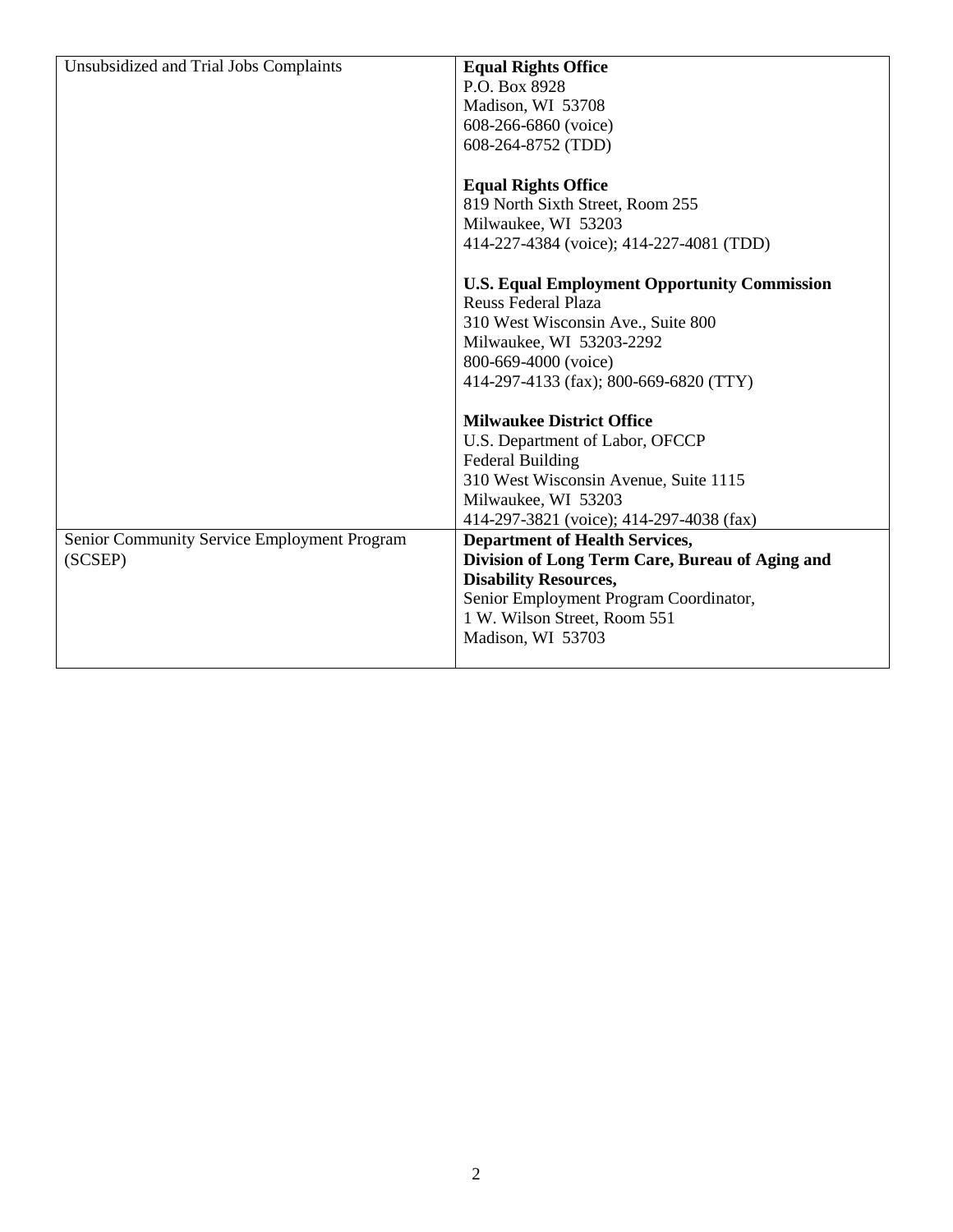| | |
|---|---|
| Unsubsidized and Trial Jobs Complaints | **Equal Rights Office**<br>P.O. Box 8928<br>Madison, WI 53708<br>608-266-6860 (voice)<br>608-264-8752 (TDD)<br><br>**Equal Rights Office**<br>819 North Sixth Street, Room 255<br>Milwaukee, WI 53203<br>414-227-4384 (voice); 414-227-4081 (TDD)<br><br>**U.S. Equal Employment Opportunity Commission**<br>Reuss Federal Plaza<br>310 West Wisconsin Ave., Suite 800<br>Milwaukee, WI 53203-2292<br>800-669-4000 (voice)<br>414-297-4133 (fax); 800-669-6820 (TTY)<br><br>**Milwaukee District Office**<br>U.S. Department of Labor, OFCCP<br>Federal Building<br>310 West Wisconsin Avenue, Suite 1115<br>Milwaukee, WI 53203<br>414-297-3821 (voice); 414-297-4038 (fax) |
| Senior Community Service Employment Program (SCSEP) | **Department of Health Services, Division of Long Term Care, Bureau of Aging and Disability Resources,**<br>Senior Employment Program Coordinator,<br>1 W. Wilson Street, Room 551<br>Madison, WI 53703 |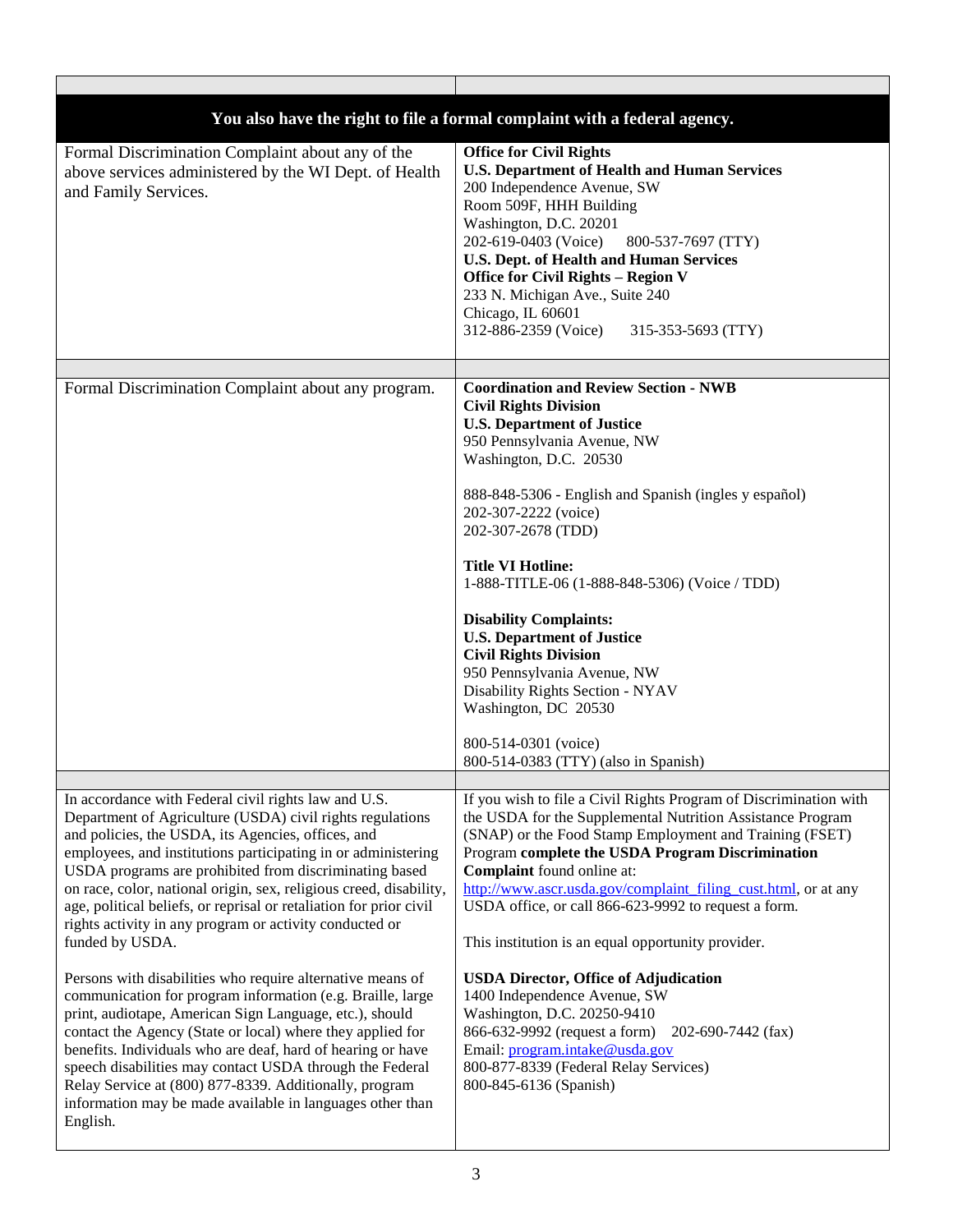| | |
|---|---|
| **You also have the right to file a formal complaint with a federal agency.** | |
| Formal Discrimination Complaint about any of the above services administered by the WI Dept. of Health and Family Services. | **Office for Civil Rights**<br>**U.S. Department of Health and Human Services**<br>200 Independence Avenue, SW<br>Room 509F, HHH Building<br>Washington, D.C. 20201<br>202-619-0403 (Voice) 800-537-7697 (TTY)<br>**U.S. Dept. of Health and Human Services**<br>**Office for Civil Rights – Region V**<br>233 N. Michigan Ave., Suite 240<br>Chicago, IL 60601<br>312-886-2359 (Voice) 315-353-5693 (TTY) |
| | |
| Formal Discrimination Complaint about any program. | **Coordination and Review Section - NWB**<br>**Civil Rights Division**<br>**U.S. Department of Justice**<br>950 Pennsylvania Avenue, NW<br>Washington, D.C. 20530<br><br>888-848-5306 - English and Spanish (ingles y español)<br>202-307-2222 (voice)<br>202-307-2678 (TDD)<br><br>**Title VI Hotline:**<br>1-888-TITLE-06 (1-888-848-5306) (Voice / TDD)<br><br>**Disability Complaints:**<br>**U.S. Department of Justice**<br>**Civil Rights Division**<br>950 Pennsylvania Avenue, NW<br>Disability Rights Section - NYAV<br>Washington, DC 20530<br><br>800-514-0301 (voice)<br>800-514-0383 (TTY) (also in Spanish) |
| | |
| In accordance with Federal civil rights law and U.S. Department of Agriculture (USDA) civil rights regulations and policies, the USDA, its Agencies, offices, and employees, and institutions participating in or administering USDA programs are prohibited from discriminating based on race, color, national origin, sex, religious creed, disability, age, political beliefs, or reprisal or retaliation for prior civil rights activity in any program or activity conducted or funded by USDA.<br><br>Persons with disabilities who require alternative means of communication for program information (e.g. Braille, large print, audiotape, American Sign Language, etc.), should contact the Agency (State or local) where they applied for benefits. Individuals who are deaf, hard of hearing or have speech disabilities may contact USDA through the Federal Relay Service at (800) 877-8339. Additionally, program information may be made available in languages other than English. | If you wish to file a Civil Rights Program of Discrimination with the USDA for the Supplemental Nutrition Assistance Program (SNAP) or the Food Stamp Employment and Training (FSET) Program **complete the USDA Program Discrimination Complaint** found online at: [http://www.ascr.usda.gov/complaint_filing_cust.html](http://www.ascr.usda.gov/complaint_filing_cust.html), or at any USDA office, or call 866-623-9992 to request a form.<br><br>This institution is an equal opportunity provider.<br><br>**USDA Director, Office of Adjudication**<br>1400 Independence Avenue, SW<br>Washington, D.C. 20250-9410<br>866-632-9992 (request a form) 202-690-7442 (fax)<br>Email: [program.intake@usda.gov](mailto:program.intake@usda.gov)<br>800-877-8339 (Federal Relay Services)<br>800-845-6136 (Spanish) |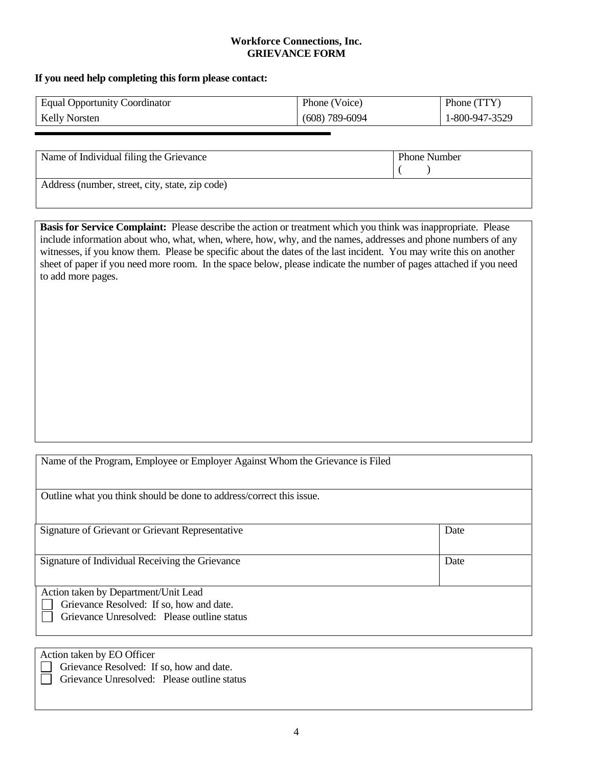**Workforce Connections, Inc.**
**GRIEVANCE FORM**

**If you need help completing this form please contact:**

| Equal Opportunity Coordinator | Phone (Voice) | Phone (TTY) |
|---|---|---|
| Kelly Norsten | (608) 789-6094 | 1-800-947-3529 |

---

| Name of Individual filing the Grievance | Phone Number<br>(     ) |
|---|---|
| Address (number, street, city, state, zip code) | |

**Basis for Service Complaint:** Please describe the action or treatment which you think was inappropriate. Please include information about who, what, when, where, how, why, and the names, addresses and phone numbers of any witnesses, if you know them. Please be specific about the dates of the last incident. You may write this on another sheet of paper if you need more room. In the space below, please indicate the number of pages attached if you need to add more pages.

| Name of the Program, Employee or Employer Against Whom the Grievance is Filed | |
|---|---|
| Outline what you think should be done to address/correct this issue. | |
| Signature of Grievant or Grievant Representative | Date |
| Signature of Individual Receiving the Grievance | Date |

Action taken by Department/Unit Lead

- ☐ Grievance Resolved: If so, how and date.
- ☐ Grievance Unresolved: Please outline status

Action taken by EO Officer

- ☐ Grievance Resolved: If so, how and date.
- ☐ Grievance Unresolved: Please outline status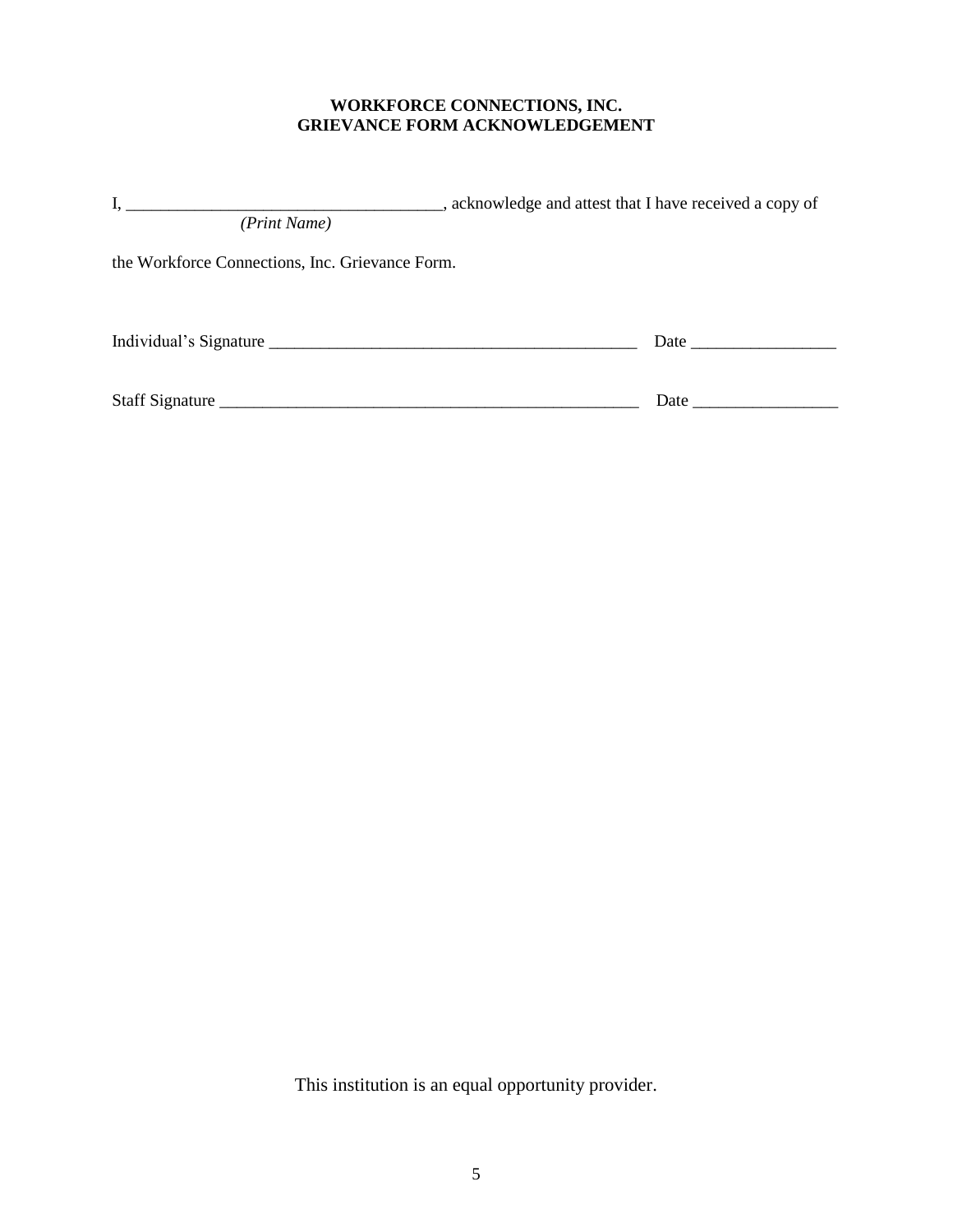**WORKFORCE CONNECTIONS, INC.**
**GRIEVANCE FORM ACKNOWLEDGEMENT**

I, ____________________________________, acknowledge and attest that I have received a copy of
*(Print Name)*

the Workforce Connections, Inc. Grievance Form.

Individual's Signature ____________________________________________ Date _________________

Staff Signature ___________________________________________________ Date _________________

This institution is an equal opportunity provider.